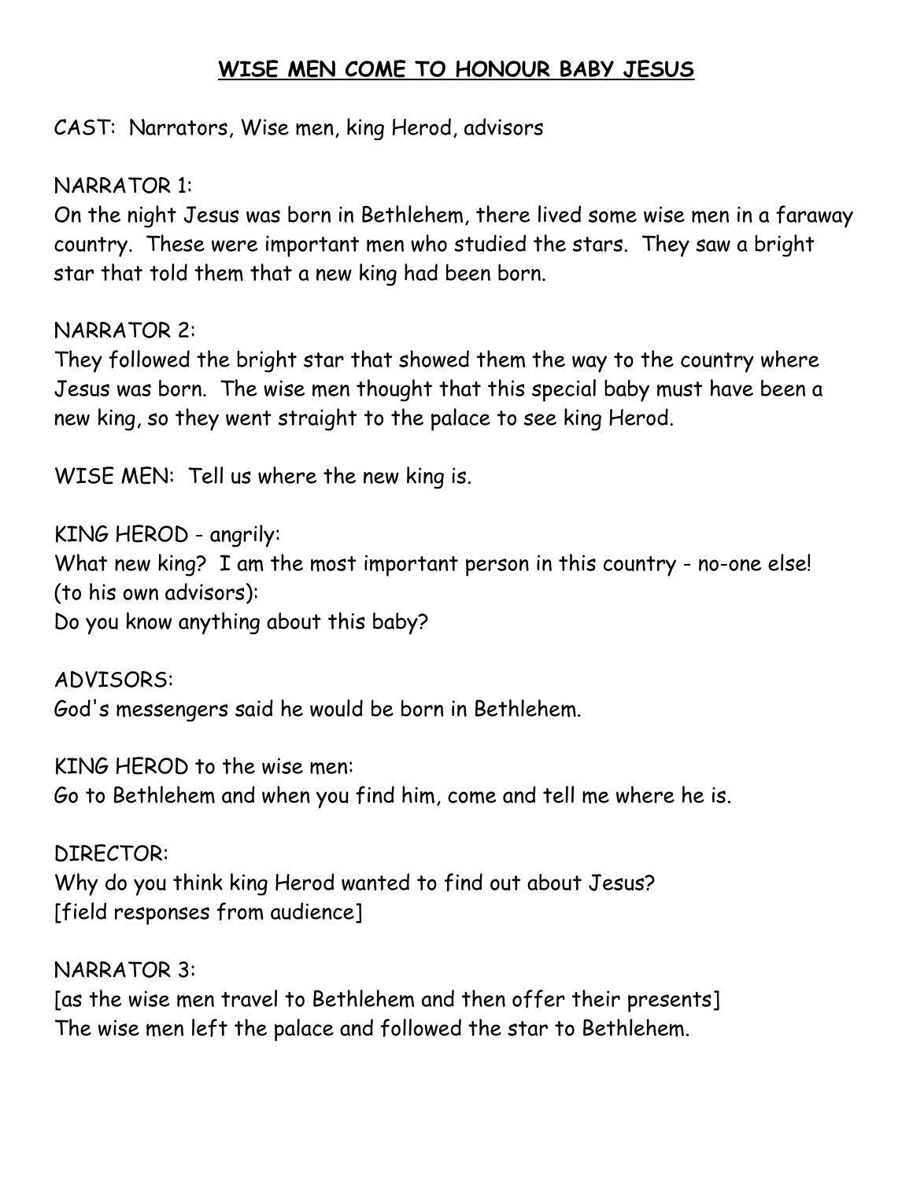# **WISE MEN COME TO HONOUR BABY JESUS**

CAST: Narrators, Wise men, king Herod, advisors

NARRATOR 1:
On the night Jesus was born in Bethlehem, there lived some wise men in a faraway country. These were important men who studied the stars. They saw a bright star that told them that a new king had been born.

NARRATOR 2:
They followed the bright star that showed them the way to the country where Jesus was born. The wise men thought that this special baby must have been a new king, so they went straight to the palace to see king Herod.

WISE MEN: Tell us where the new king is.

KING HEROD - angrily:
What new king? I am the most important person in this country - no-one else!
(to his own advisors):
Do you know anything about this baby?

ADVISORS:
God's messengers said he would be born in Bethlehem.

KING HEROD to the wise men:
Go to Bethlehem and when you find him, come and tell me where he is.

DIRECTOR:
Why do you think king Herod wanted to find out about Jesus?
[field responses from audience]

NARRATOR 3:
[as the wise men travel to Bethlehem and then offer their presents]
The wise men left the palace and followed the star to Bethlehem.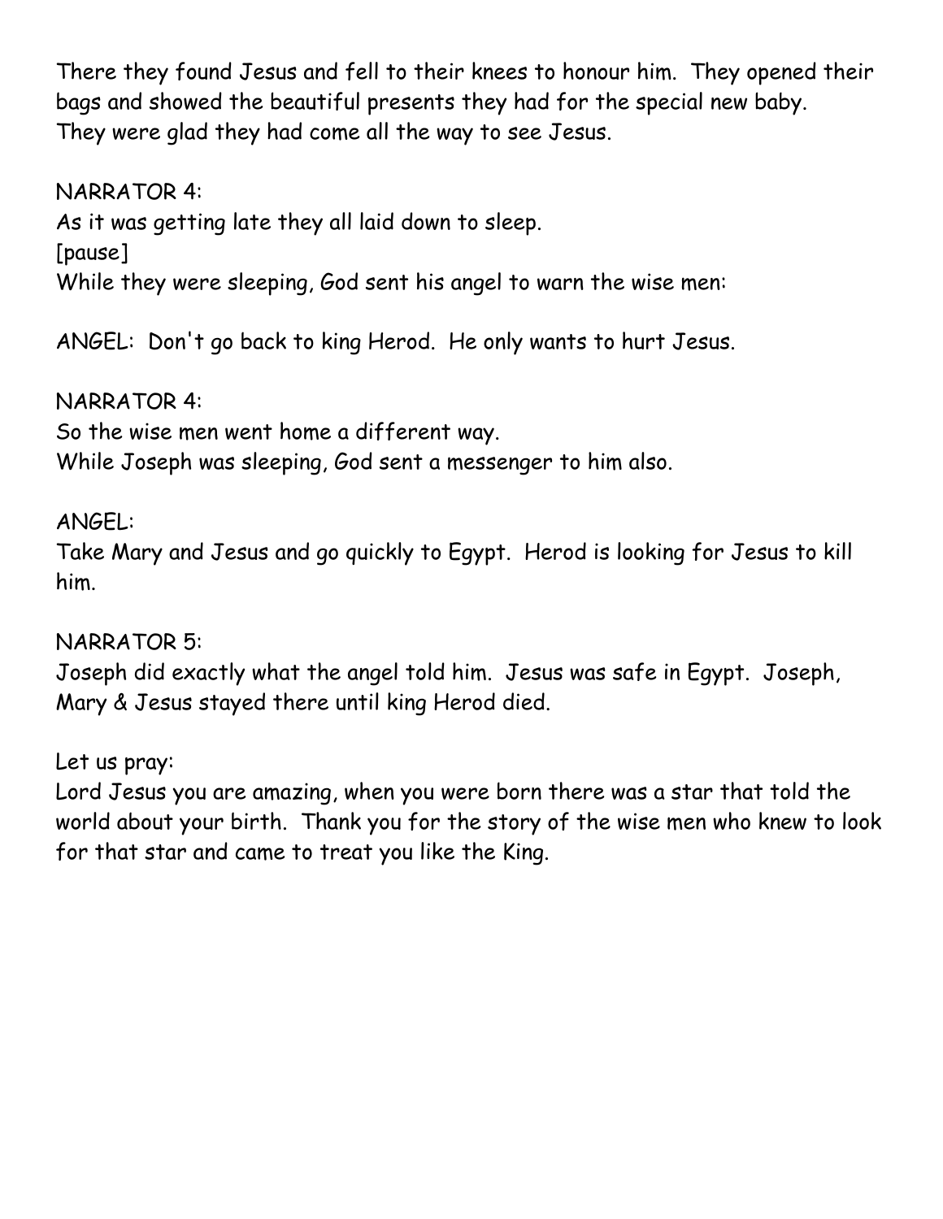There they found Jesus and fell to their knees to honour him. They opened their bags and showed the beautiful presents they had for the special new baby. They were glad they had come all the way to see Jesus.

NARRATOR 4:
As it was getting late they all laid down to sleep.
[pause]
While they were sleeping, God sent his angel to warn the wise men:

ANGEL: Don't go back to king Herod. He only wants to hurt Jesus.

NARRATOR 4:
So the wise men went home a different way.
While Joseph was sleeping, God sent a messenger to him also.

ANGEL:
Take Mary and Jesus and go quickly to Egypt. Herod is looking for Jesus to kill him.

NARRATOR 5:
Joseph did exactly what the angel told him. Jesus was safe in Egypt. Joseph, Mary & Jesus stayed there until king Herod died.

Let us pray:
Lord Jesus you are amazing, when you were born there was a star that told the world about your birth. Thank you for the story of the wise men who knew to look for that star and came to treat you like the King.